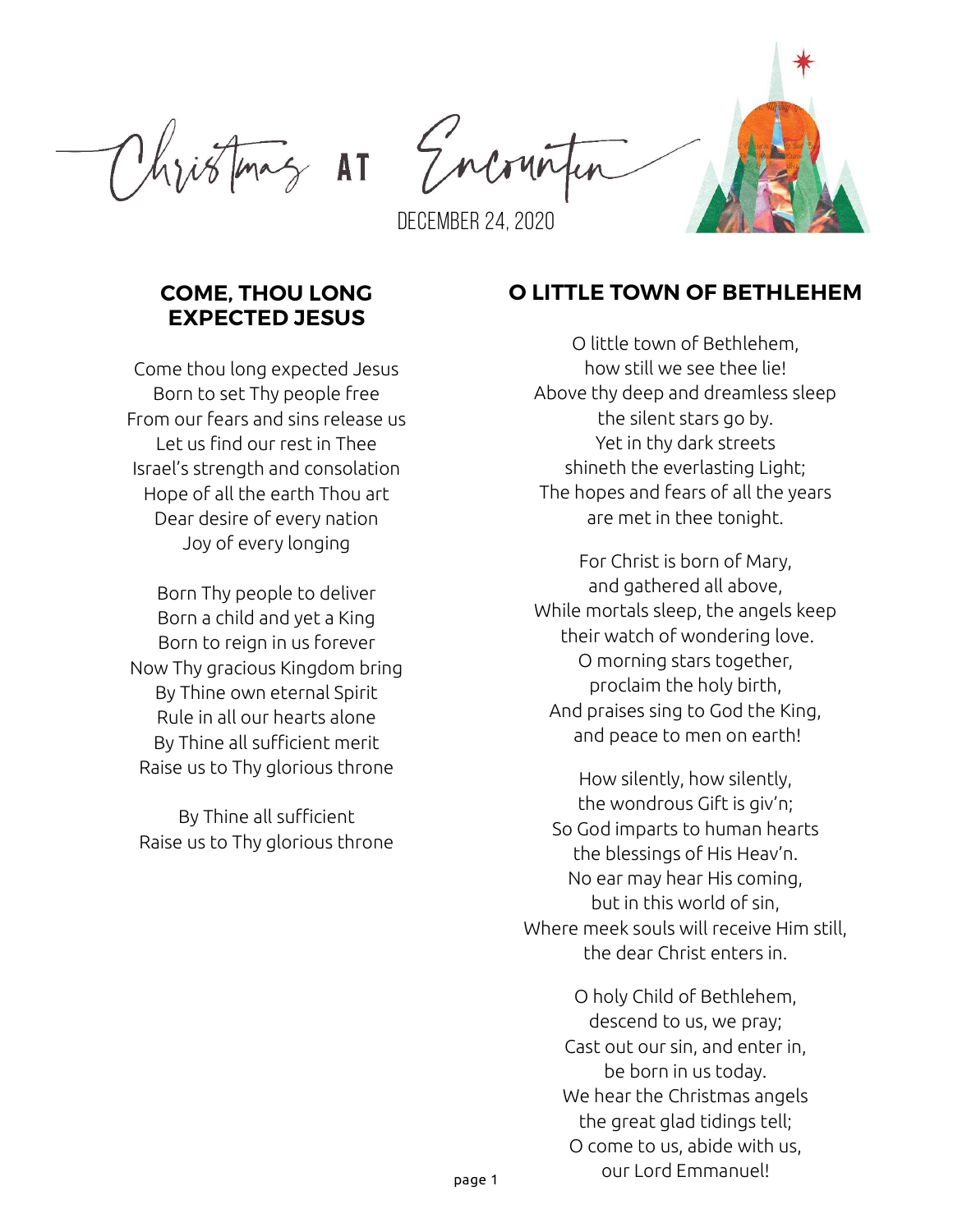# Christmas at Encounter

DECEMBER 24, 2020

## COME, THOU LONG EXPECTED JESUS

Come thou long expected Jesus
Born to set Thy people free
From our fears and sins release us
Let us find our rest in Thee
Israel's strength and consolation
Hope of all the earth Thou art
Dear desire of every nation
Joy of every longing

Born Thy people to deliver
Born a child and yet a King
Born to reign in us forever
Now Thy gracious Kingdom bring
By Thine own eternal Spirit
Rule in all our hearts alone
By Thine all sufficient merit
Raise us to Thy glorious throne

By Thine all sufficient
Raise us to Thy glorious throne

## O LITTLE TOWN OF BETHLEHEM

O little town of Bethlehem,
how still we see thee lie!
Above thy deep and dreamless sleep
the silent stars go by.
Yet in thy dark streets
shineth the everlasting Light;
The hopes and fears of all the years
are met in thee tonight.

For Christ is born of Mary,
and gathered all above,
While mortals sleep, the angels keep
their watch of wondering love.
O morning stars together,
proclaim the holy birth,
And praises sing to God the King,
and peace to men on earth!

How silently, how silently,
the wondrous Gift is giv'n;
So God imparts to human hearts
the blessings of His Heav'n.
No ear may hear His coming,
but in this world of sin,
Where meek souls will receive Him still,
the dear Christ enters in.

O holy Child of Bethlehem,
descend to us, we pray;
Cast out our sin, and enter in,
be born in us today.
We hear the Christmas angels
the great glad tidings tell;
O come to us, abide with us,
our Lord Emmanuel!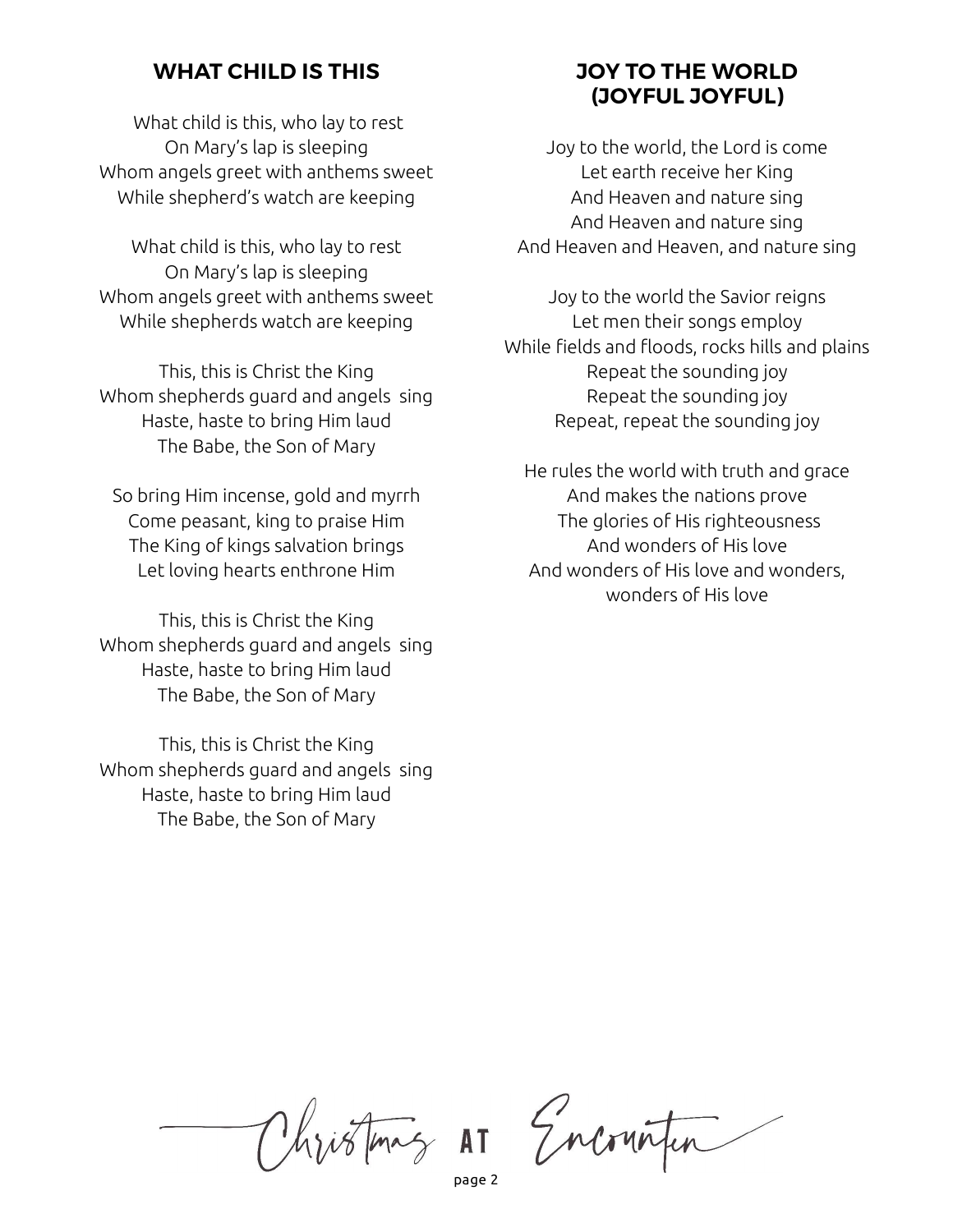## WHAT CHILD IS THIS

What child is this, who lay to rest
On Mary's lap is sleeping
Whom angels greet with anthems sweet
While shepherd's watch are keeping

What child is this, who lay to rest
On Mary's lap is sleeping
Whom angels greet with anthems sweet
While shepherds watch are keeping

This, this is Christ the King
Whom shepherds guard and angels sing
Haste, haste to bring Him laud
The Babe, the Son of Mary

So bring Him incense, gold and myrrh
Come peasant, king to praise Him
The King of kings salvation brings
Let loving hearts enthrone Him

This, this is Christ the King
Whom shepherds guard and angels sing
Haste, haste to bring Him laud
The Babe, the Son of Mary

This, this is Christ the King
Whom shepherds guard and angels sing
Haste, haste to bring Him laud
The Babe, the Son of Mary

## JOY TO THE WORLD (JOYFUL JOYFUL)

Joy to the world, the Lord is come
Let earth receive her King
And Heaven and nature sing
And Heaven and nature sing
And Heaven and Heaven, and nature sing

Joy to the world the Savior reigns
Let men their songs employ
While fields and floods, rocks hills and plains
Repeat the sounding joy
Repeat the sounding joy
Repeat, repeat the sounding joy

He rules the world with truth and grace
And makes the nations prove
The glories of His righteousness
And wonders of His love
And wonders of His love and wonders,
wonders of His love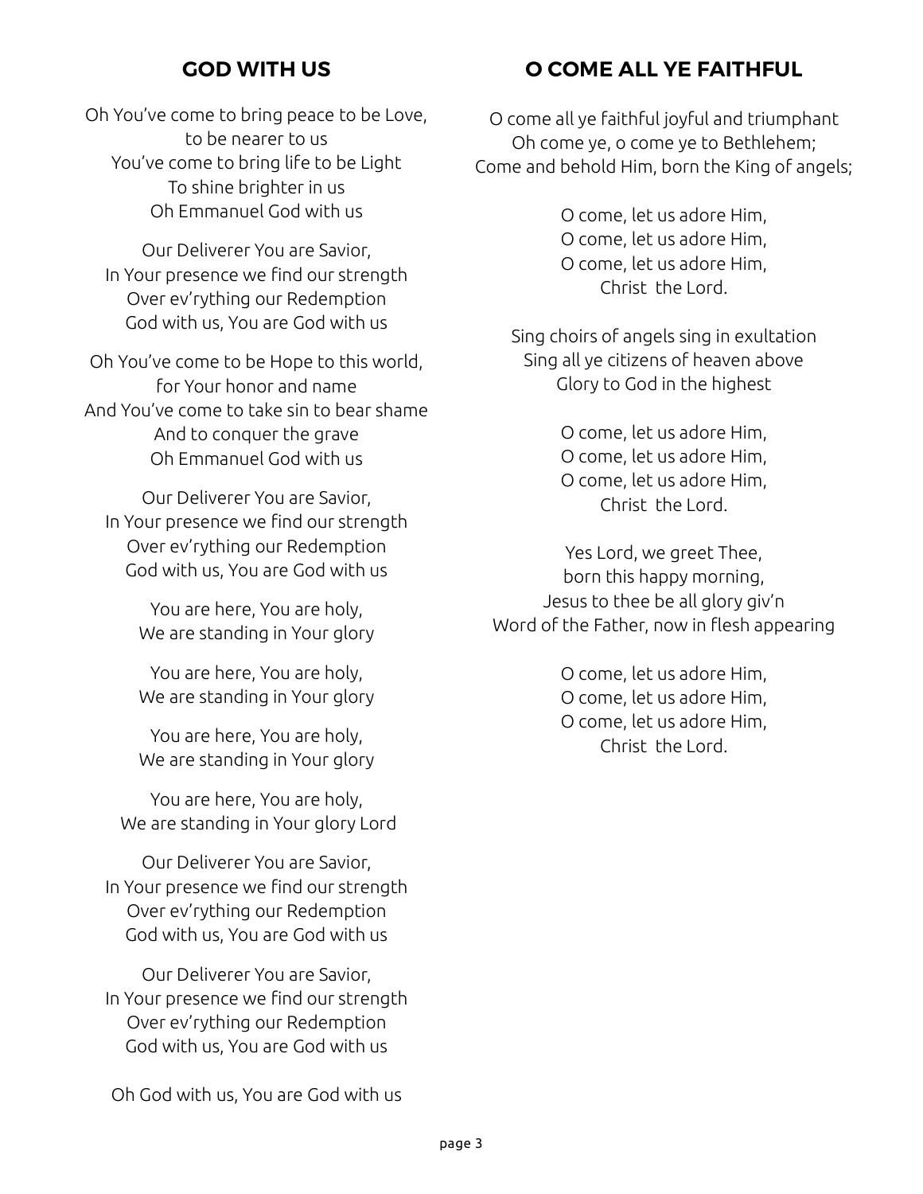## GOD WITH US

Oh You've come to bring peace to be Love,
to be nearer to us
You've come to bring life to be Light
To shine brighter in us
Oh Emmanuel God with us

Our Deliverer You are Savior,
In Your presence we find our strength
Over ev'rything our Redemption
God with us, You are God with us

Oh You've come to be Hope to this world,
for Your honor and name
And You've come to take sin to bear shame
And to conquer the grave
Oh Emmanuel God with us

Our Deliverer You are Savior,
In Your presence we find our strength
Over ev'rything our Redemption
God with us, You are God with us

You are here, You are holy,
We are standing in Your glory

You are here, You are holy,
We are standing in Your glory

You are here, You are holy,
We are standing in Your glory

You are here, You are holy,
We are standing in Your glory Lord

Our Deliverer You are Savior,
In Your presence we find our strength
Over ev'rything our Redemption
God with us, You are God with us

Our Deliverer You are Savior,
In Your presence we find our strength
Over ev'rything our Redemption
God with us, You are God with us

Oh God with us, You are God with us

## O COME ALL YE FAITHFUL

O come all ye faithful joyful and triumphant
Oh come ye, o come ye to Bethlehem;
Come and behold Him, born the King of angels;

O come, let us adore Him,
O come, let us adore Him,
O come, let us adore Him,
Christ the Lord.

Sing choirs of angels sing in exultation
Sing all ye citizens of heaven above
Glory to God in the highest

O come, let us adore Him,
O come, let us adore Him,
O come, let us adore Him,
Christ the Lord.

Yes Lord, we greet Thee,
born this happy morning,
Jesus to thee be all glory giv'n
Word of the Father, now in flesh appearing

O come, let us adore Him,
O come, let us adore Him,
O come, let us adore Him,
Christ the Lord.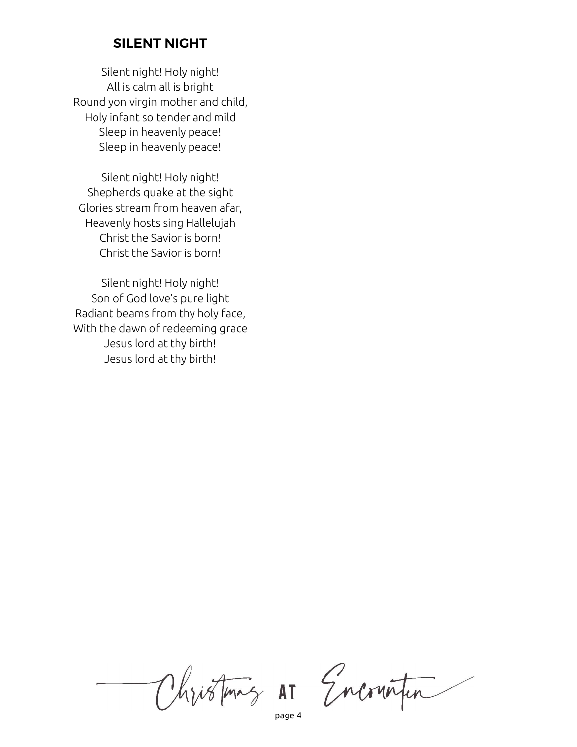## SILENT NIGHT

Silent night! Holy night!
All is calm all is bright
Round yon virgin mother and child,
Holy infant so tender and mild
Sleep in heavenly peace!
Sleep in heavenly peace!

Silent night! Holy night!
Shepherds quake at the sight
Glories stream from heaven afar,
Heavenly hosts sing Hallelujah
Christ the Savior is born!
Christ the Savior is born!

Silent night! Holy night!
Son of God love's pure light
Radiant beams from thy holy face,
With the dawn of redeeming grace
Jesus lord at thy birth!
Jesus lord at thy birth!